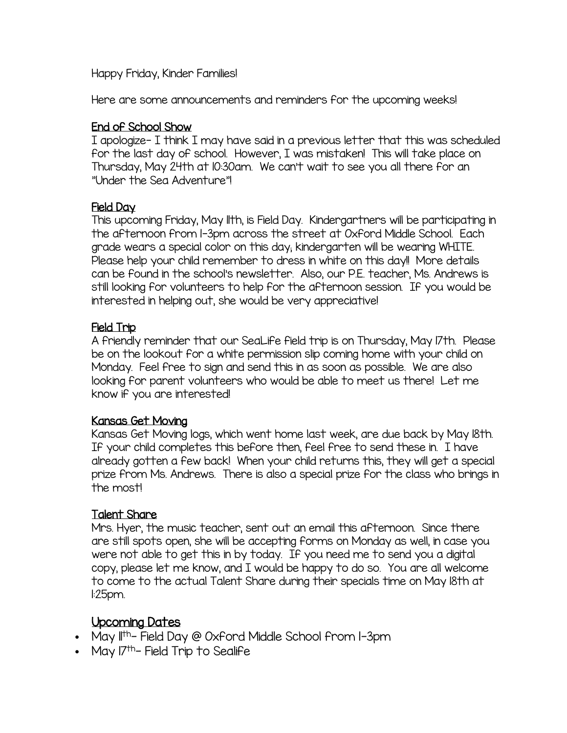Happy Friday, Kinder Families!

Here are some announcements and reminders for the upcoming weeks!

## End of School Show

I apologize- I think I may have said in a previous letter that this was scheduled for the last day of school. However, I was mistaken! This will take place on Thursday, May 24th at 10:30am. We can't wait to see you all there for an "Under the Sea Adventure"!

## Field Day

This upcoming Friday, May 11th, is Field Day. Kindergartners will be participating in the afternoon from 1-3pm across the street at Oxford Middle School. Each grade wears a special color on this day; kindergarten will be wearing WHITE. Please help your child remember to dress in white on this day!! More details can be found in the school's newsletter. Also, our P.E. teacher, Ms. Andrews is still looking for volunteers to help for the afternoon session. If you would be interested in helping out, she would be very appreciative!

## Field Trip

A friendly reminder that our SeaLife field trip is on Thursday, May 17th. Please be on the lookout for a white permission slip coming home with your child on Monday. Feel free to sign and send this in as soon as possible. We are also looking for parent volunteers who would be able to meet us there! Let me know if you are interested!

## Kansas Get Moving

Kansas Get Moving logs, which went home last week, are due back by May 18th. If your child completes this before then, feel free to send these in. I have already gotten a few back! When your child returns this, they will get a special prize from Ms. Andrews. There is also a special prize for the class who brings in the most!

## Talent Share

Mrs. Hyer, the music teacher, sent out an email this afternoon. Since there are still spots open, she will be accepting forms on Monday as well, in case you were not able to get this in by today. If you need me to send you a digital copy, please let me know, and I would be happy to do so. You are all welcome to come to the actual Talent Share during their specials time on May 18th at 1:25pm.

## Upcoming Dates

- May 11th- Field Day @ Oxford Middle School from 1-3pm
- May 17th- Field Trip to Sealife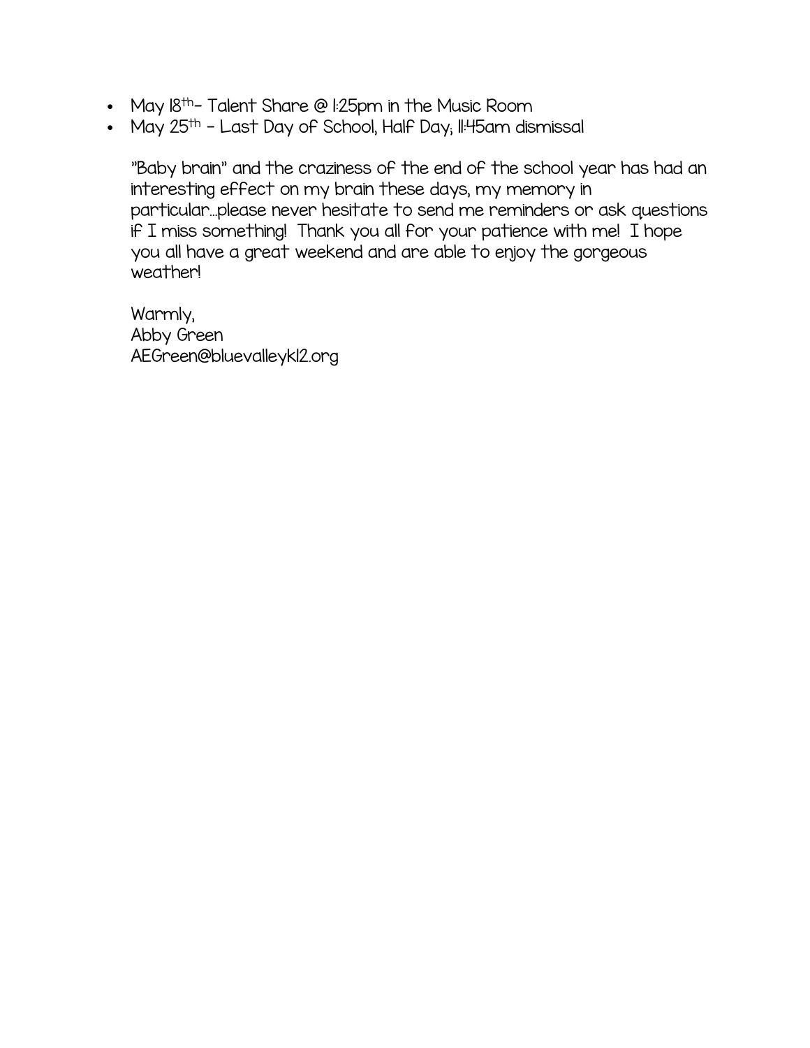- May 18th- Talent Share @ 1:25pm in the Music Room
- May 25th - Last Day of School, Half Day; 11:45am dismissal

"Baby brain" and the craziness of the end of the school year has had an interesting effect on my brain these days, my memory in particular…please never hesitate to send me reminders or ask questions if I miss something! Thank you all for your patience with me! I hope you all have a great weekend and are able to enjoy the gorgeous weather!

Warmly,
Abby Green
AEGreen@bluevalleyk12.org